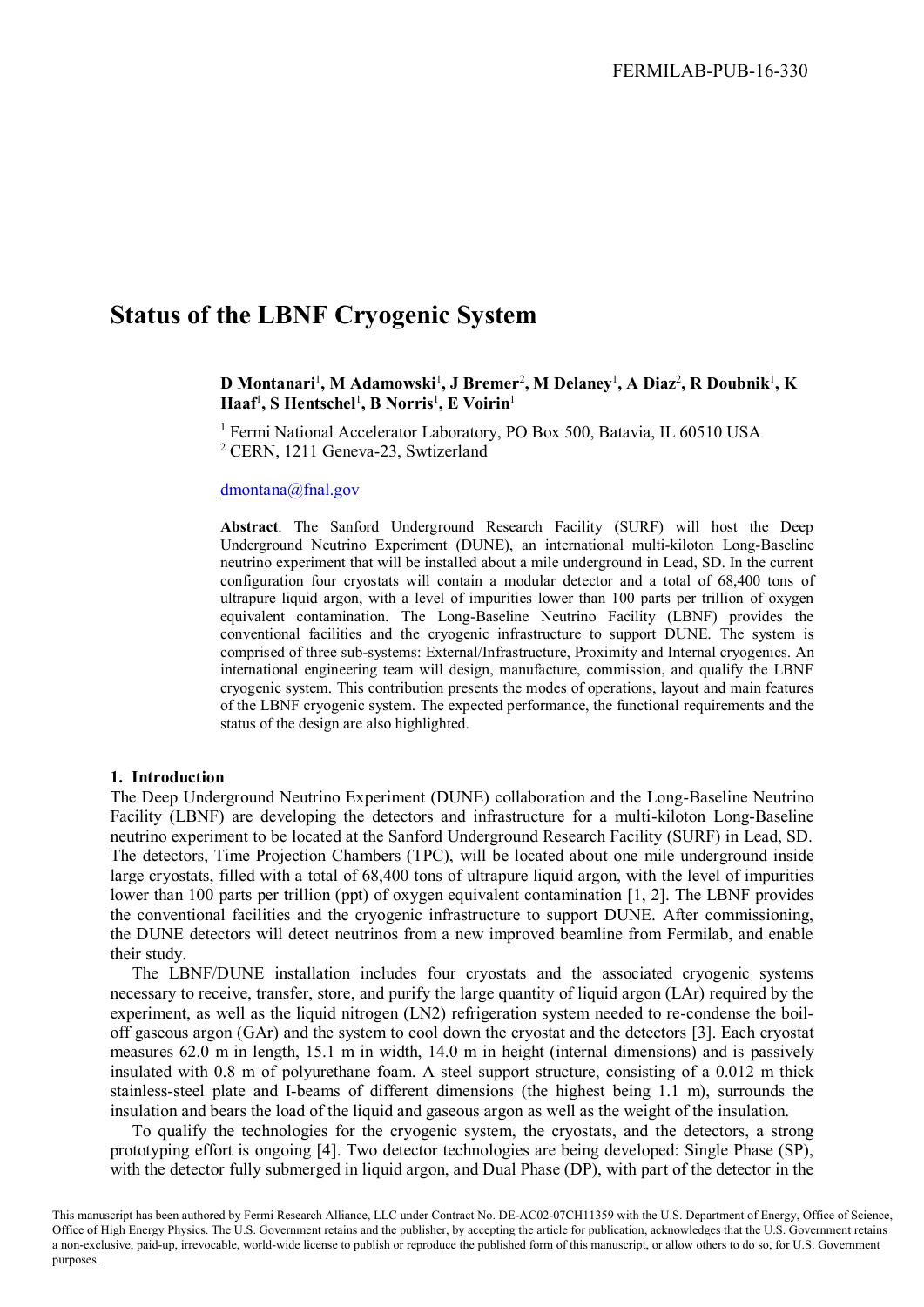FERMILAB-PUB-16-330

# Status of the LBNF Cryogenic System

**D Montanari[1], M Adamowski[1], J Bremer[2], M Delaney[1], A Diaz[2], R Doubnik[1], K Haaf[1], S Hentschel[1], B Norris[1], E Voirin[1]**

[1] Fermi National Accelerator Laboratory, PO Box 500, Batavia, IL 60510 USA
[2] CERN, 1211 Geneva-23, Swtizerland

dmontana@fnal.gov

**Abstract**. The Sanford Underground Research Facility (SURF) will host the Deep Underground Neutrino Experiment (DUNE), an international multi-kiloton Long-Baseline neutrino experiment that will be installed about a mile underground in Lead, SD. In the current configuration four cryostats will contain a modular detector and a total of 68,400 tons of ultrapure liquid argon, with a level of impurities lower than 100 parts per trillion of oxygen equivalent contamination. The Long-Baseline Neutrino Facility (LBNF) provides the conventional facilities and the cryogenic infrastructure to support DUNE. The system is comprised of three sub-systems: External/Infrastructure, Proximity and Internal cryogenics. An international engineering team will design, manufacture, commission, and qualify the LBNF cryogenic system. This contribution presents the modes of operations, layout and main features of the LBNF cryogenic system. The expected performance, the functional requirements and the status of the design are also highlighted.

## 1. Introduction

The Deep Underground Neutrino Experiment (DUNE) collaboration and the Long-Baseline Neutrino Facility (LBNF) are developing the detectors and infrastructure for a multi-kiloton Long-Baseline neutrino experiment to be located at the Sanford Underground Research Facility (SURF) in Lead, SD. The detectors, Time Projection Chambers (TPC), will be located about one mile underground inside large cryostats, filled with a total of 68,400 tons of ultrapure liquid argon, with the level of impurities lower than 100 parts per trillion (ppt) of oxygen equivalent contamination [1, 2]. The LBNF provides the conventional facilities and the cryogenic infrastructure to support DUNE. After commissioning, the DUNE detectors will detect neutrinos from a new improved beamline from Fermilab, and enable their study.

The LBNF/DUNE installation includes four cryostats and the associated cryogenic systems necessary to receive, transfer, store, and purify the large quantity of liquid argon (LAr) required by the experiment, as well as the liquid nitrogen (LN2) refrigeration system needed to re-condense the boil-off gaseous argon (GAr) and the system to cool down the cryostat and the detectors [3]. Each cryostat measures 62.0 m in length, 15.1 m in width, 14.0 m in height (internal dimensions) and is passively insulated with 0.8 m of polyurethane foam. A steel support structure, consisting of a 0.012 m thick stainless-steel plate and I-beams of different dimensions (the highest being 1.1 m), surrounds the insulation and bears the load of the liquid and gaseous argon as well as the weight of the insulation.

To qualify the technologies for the cryogenic system, the cryostats, and the detectors, a strong prototyping effort is ongoing [4]. Two detector technologies are being developed: Single Phase (SP), with the detector fully submerged in liquid argon, and Dual Phase (DP), with part of the detector in the

This manuscript has been authored by Fermi Research Alliance, LLC under Contract No. DE-AC02-07CH11359 with the U.S. Department of Energy, Office of Science, Office of High Energy Physics. The U.S. Government retains and the publisher, by accepting the article for publication, acknowledges that the U.S. Government retains a non-exclusive, paid-up, irrevocable, world-wide license to publish or reproduce the published form of this manuscript, or allow others to do so, for U.S. Government purposes.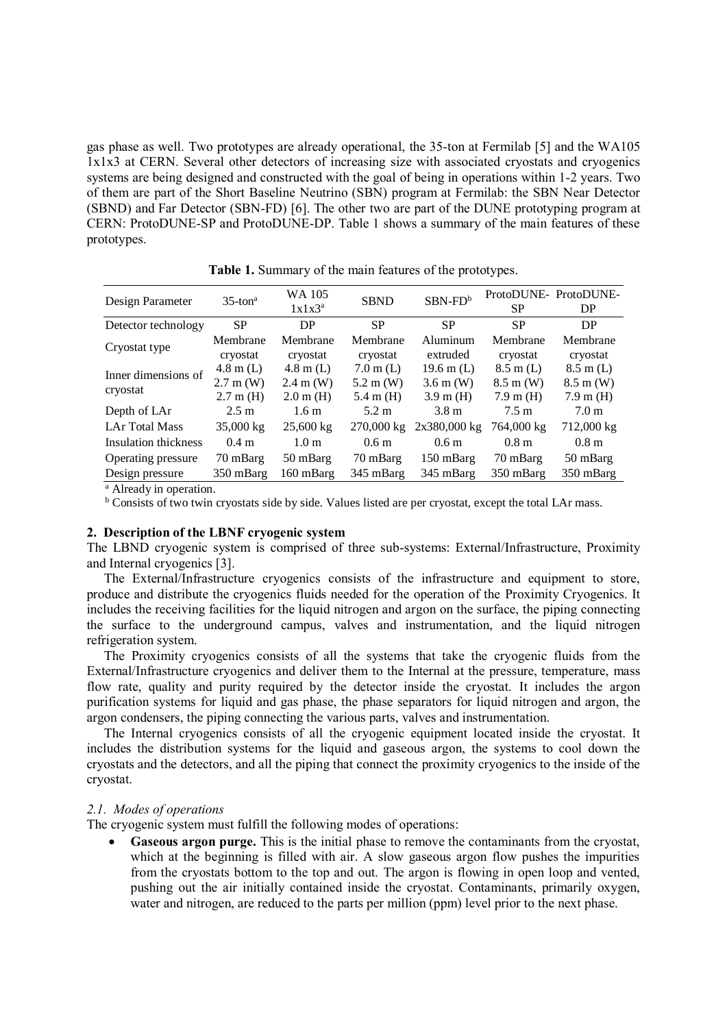gas phase as well. Two prototypes are already operational, the 35-ton at Fermilab [5] and the WA105 1x1x3 at CERN. Several other detectors of increasing size with associated cryostats and cryogenics systems are being designed and constructed with the goal of being in operations within 1-2 years. Two of them are part of the Short Baseline Neutrino (SBN) program at Fermilab: the SBN Near Detector (SBND) and Far Detector (SBN-FD) [6]. The other two are part of the DUNE prototyping program at CERN: ProtoDUNE-SP and ProtoDUNE-DP. Table 1 shows a summary of the main features of these prototypes.

**Table 1.** Summary of the main features of the prototypes.

| Design Parameter | 35-ton[a] | WA 105 1x1x3[a] | SBND | SBN-FD[b] | ProtoDUNE-SP | ProtoDUNE-DP |
|---|---|---|---|---|---|---|
| Detector technology | SP | DP | SP | SP | SP | DP |
| Cryostat type | Membrane cryostat | Membrane cryostat | Membrane cryostat | Aluminum extruded | Membrane cryostat | Membrane cryostat |
| Inner dimensions of cryostat | 4.8 m (L) 2.7 m (W) 2.7 m (H) | 4.8 m (L) 2.4 m (W) 2.0 m (H) | 7.0 m (L) 5.2 m (W) 5.4 m (H) | 19.6 m (L) 3.6 m (W) 3.9 m (H) | 8.5 m (L) 8.5 m (W) 7.9 m (H) | 8.5 m (L) 8.5 m (W) 7.9 m (H) |
| Depth of LAr | 2.5 m | 1.6 m | 5.2 m | 3.8 m | 7.5 m | 7.0 m |
| LAr Total Mass | 35,000 kg | 25,600 kg | 270,000 kg | 2x380,000 kg | 764,000 kg | 712,000 kg |
| Insulation thickness | 0.4 m | 1.0 m | 0.6 m | 0.6 m | 0.8 m | 0.8 m |
| Operating pressure | 70 mBarg | 50 mBarg | 70 mBarg | 150 mBarg | 70 mBarg | 50 mBarg |
| Design pressure | 350 mBarg | 160 mBarg | 345 mBarg | 345 mBarg | 350 mBarg | 350 mBarg |

[a] Already in operation.

[b] Consists of two twin cryostats side by side. Values listed are per cryostat, except the total LAr mass.

## 2. Description of the LBNF cryogenic system

The LBND cryogenic system is comprised of three sub-systems: External/Infrastructure, Proximity and Internal cryogenics [3].

The External/Infrastructure cryogenics consists of the infrastructure and equipment to store, produce and distribute the cryogenics fluids needed for the operation of the Proximity Cryogenics. It includes the receiving facilities for the liquid nitrogen and argon on the surface, the piping connecting the surface to the underground campus, valves and instrumentation, and the liquid nitrogen refrigeration system.

The Proximity cryogenics consists of all the systems that take the cryogenic fluids from the External/Infrastructure cryogenics and deliver them to the Internal at the pressure, temperature, mass flow rate, quality and purity required by the detector inside the cryostat. It includes the argon purification systems for liquid and gas phase, the phase separators for liquid nitrogen and argon, the argon condensers, the piping connecting the various parts, valves and instrumentation.

The Internal cryogenics consists of all the cryogenic equipment located inside the cryostat. It includes the distribution systems for the liquid and gaseous argon, the systems to cool down the cryostats and the detectors, and all the piping that connect the proximity cryogenics to the inside of the cryostat.

### *2.1. Modes of operations*

The cryogenic system must fulfill the following modes of operations:

- **Gaseous argon purge.** This is the initial phase to remove the contaminants from the cryostat, which at the beginning is filled with air. A slow gaseous argon flow pushes the impurities from the cryostats bottom to the top and out. The argon is flowing in open loop and vented, pushing out the air initially contained inside the cryostat. Contaminants, primarily oxygen, water and nitrogen, are reduced to the parts per million (ppm) level prior to the next phase.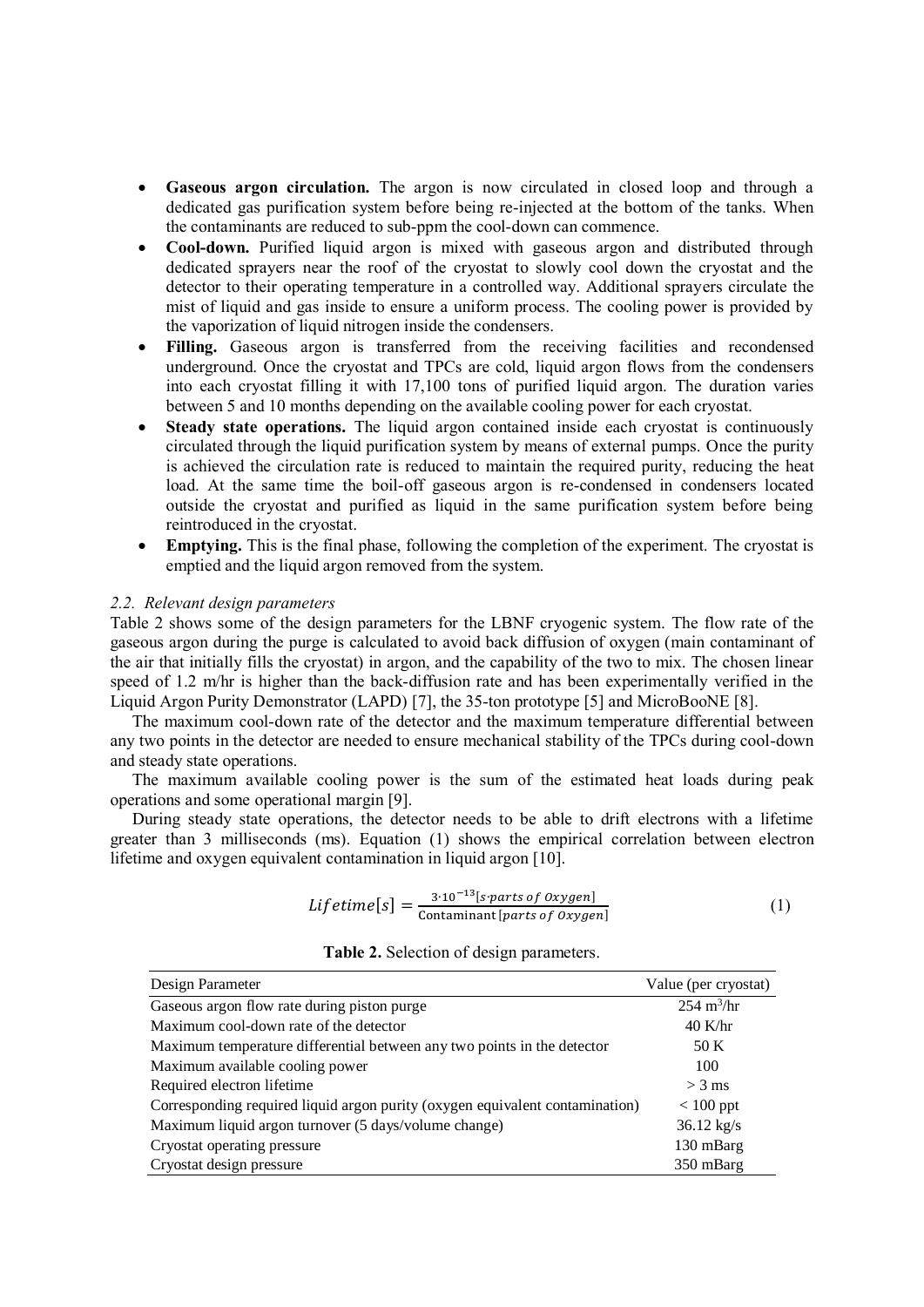- **Gaseous argon circulation.** The argon is now circulated in closed loop and through a dedicated gas purification system before being re-injected at the bottom of the tanks. When the contaminants are reduced to sub-ppm the cool-down can commence.
- **Cool-down.** Purified liquid argon is mixed with gaseous argon and distributed through dedicated sprayers near the roof of the cryostat to slowly cool down the cryostat and the detector to their operating temperature in a controlled way. Additional sprayers circulate the mist of liquid and gas inside to ensure a uniform process. The cooling power is provided by the vaporization of liquid nitrogen inside the condensers.
- **Filling.** Gaseous argon is transferred from the receiving facilities and recondensed underground. Once the cryostat and TPCs are cold, liquid argon flows from the condensers into each cryostat filling it with 17,100 tons of purified liquid argon. The duration varies between 5 and 10 months depending on the available cooling power for each cryostat.
- **Steady state operations.** The liquid argon contained inside each cryostat is continuously circulated through the liquid purification system by means of external pumps. Once the purity is achieved the circulation rate is reduced to maintain the required purity, reducing the heat load. At the same time the boil-off gaseous argon is re-condensed in condensers located outside the cryostat and purified as liquid in the same purification system before being reintroduced in the cryostat.
- **Emptying.** This is the final phase, following the completion of the experiment. The cryostat is emptied and the liquid argon removed from the system.

### *2.2. Relevant design parameters*

Table 2 shows some of the design parameters for the LBNF cryogenic system. The flow rate of the gaseous argon during the purge is calculated to avoid back diffusion of oxygen (main contaminant of the air that initially fills the cryostat) in argon, and the capability of the two to mix. The chosen linear speed of 1.2 m/hr is higher than the back-diffusion rate and has been experimentally verified in the Liquid Argon Purity Demonstrator (LAPD) [7], the 35-ton prototype [5] and MicroBooNE [8].

The maximum cool-down rate of the detector and the maximum temperature differential between any two points in the detector are needed to ensure mechanical stability of the TPCs during cool-down and steady state operations.

The maximum available cooling power is the sum of the estimated heat loads during peak operations and some operational margin [9].

During steady state operations, the detector needs to be able to drift electrons with a lifetime greater than 3 milliseconds (ms). Equation (1) shows the empirical correlation between electron lifetime and oxygen equivalent contamination in liquid argon [10].

$$Lifetime[s] = \frac{3 \cdot 10^{-13}[s \cdot parts\ of\ Oxygen]}{\text{Contaminant}\,[parts\ of\ Oxygen]} \tag{1}$$

**Table 2.** Selection of design parameters.

| Design Parameter | Value (per cryostat) |
|---|---|
| Gaseous argon flow rate during piston purge | 254 $m^3$/hr |
| Maximum cool-down rate of the detector | 40 K/hr |
| Maximum temperature differential between any two points in the detector | 50 K |
| Maximum available cooling power | 100 |
| Required electron lifetime | > 3 ms |
| Corresponding required liquid argon purity (oxygen equivalent contamination) | < 100 ppt |
| Maximum liquid argon turnover (5 days/volume change) | 36.12 kg/s |
| Cryostat operating pressure | 130 mBarg |
| Cryostat design pressure | 350 mBarg |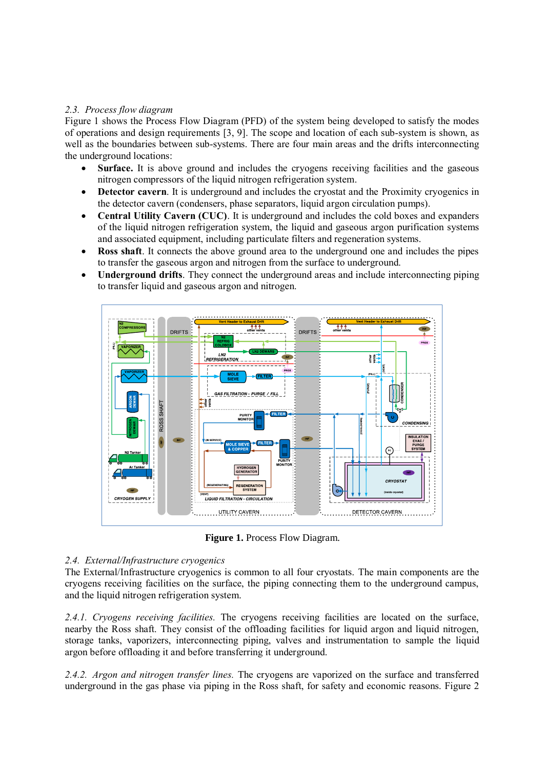### 2.3. *Process flow diagram*

Figure 1 shows the Process Flow Diagram (PFD) of the system being developed to satisfy the modes of operations and design requirements [3, 9]. The scope and location of each sub-system is shown, as well as the boundaries between sub-systems. There are four main areas and the drifts interconnecting the underground locations:

- **Surface.** It is above ground and includes the cryogens receiving facilities and the gaseous nitrogen compressors of the liquid nitrogen refrigeration system.
- **Detector cavern**. It is underground and includes the cryostat and the Proximity cryogenics in the detector cavern (condensers, phase separators, liquid argon circulation pumps).
- **Central Utility Cavern (CUC)**. It is underground and includes the cold boxes and expanders of the liquid nitrogen refrigeration system, the liquid and gaseous argon purification systems and associated equipment, including particulate filters and regeneration systems.
- **Ross shaft**. It connects the above ground area to the underground one and includes the pipes to transfer the gaseous argon and nitrogen from the surface to underground.
- **Underground drifts**. They connect the underground areas and include interconnecting piping to transfer liquid and gaseous argon and nitrogen.

**Figure 1.** Process Flow Diagram.

### 2.4. *External/Infrastructure cryogenics*

The External/Infrastructure cryogenics is common to all four cryostats. The main components are the cryogens receiving facilities on the surface, the piping connecting them to the underground campus, and the liquid nitrogen refrigeration system.

*2.4.1. Cryogens receiving facilities.* The cryogens receiving facilities are located on the surface, nearby the Ross shaft. They consist of the offloading facilities for liquid argon and liquid nitrogen, storage tanks, vaporizers, interconnecting piping, valves and instrumentation to sample the liquid argon before offloading it and before transferring it underground.

*2.4.2. Argon and nitrogen transfer lines.* The cryogens are vaporized on the surface and transferred underground in the gas phase via piping in the Ross shaft, for safety and economic reasons. Figure 2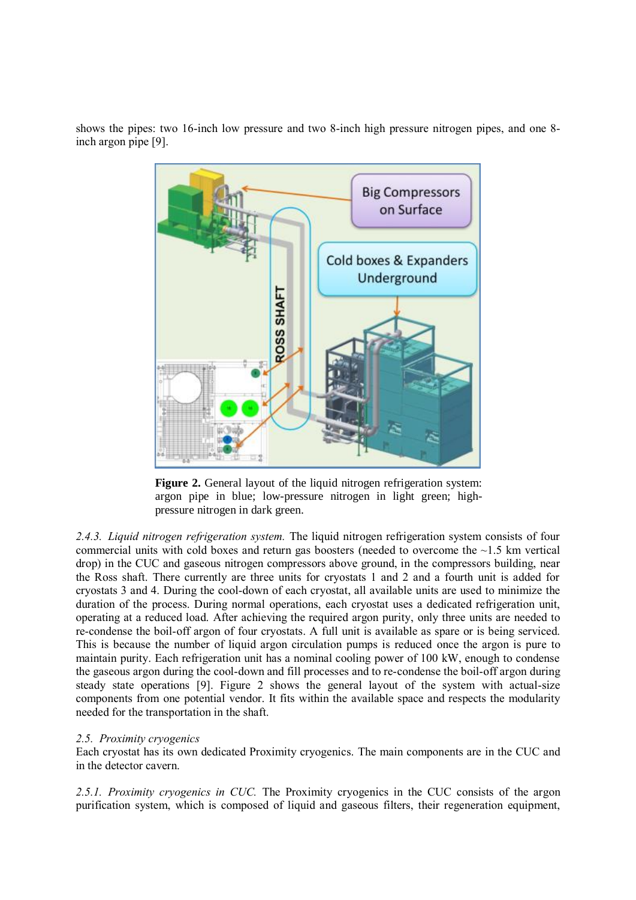shows the pipes: two 16-inch low pressure and two 8-inch high pressure nitrogen pipes, and one 8-inch argon pipe [9].

**Figure 2.** General layout of the liquid nitrogen refrigeration system: argon pipe in blue; low-pressure nitrogen in light green; high-pressure nitrogen in dark green.

*2.4.3. Liquid nitrogen refrigeration system.* The liquid nitrogen refrigeration system consists of four commercial units with cold boxes and return gas boosters (needed to overcome the ~1.5 km vertical drop) in the CUC and gaseous nitrogen compressors above ground, in the compressors building, near the Ross shaft. There currently are three units for cryostats 1 and 2 and a fourth unit is added for cryostats 3 and 4. During the cool-down of each cryostat, all available units are used to minimize the duration of the process. During normal operations, each cryostat uses a dedicated refrigeration unit, operating at a reduced load. After achieving the required argon purity, only three units are needed to re-condense the boil-off argon of four cryostats. A full unit is available as spare or is being serviced. This is because the number of liquid argon circulation pumps is reduced once the argon is pure to maintain purity. Each refrigeration unit has a nominal cooling power of 100 kW, enough to condense the gaseous argon during the cool-down and fill processes and to re-condense the boil-off argon during steady state operations [9]. Figure 2 shows the general layout of the system with actual-size components from one potential vendor. It fits within the available space and respects the modularity needed for the transportation in the shaft.

*2.5. Proximity cryogenics*

Each cryostat has its own dedicated Proximity cryogenics. The main components are in the CUC and in the detector cavern.

*2.5.1. Proximity cryogenics in CUC.* The Proximity cryogenics in the CUC consists of the argon purification system, which is composed of liquid and gaseous filters, their regeneration equipment,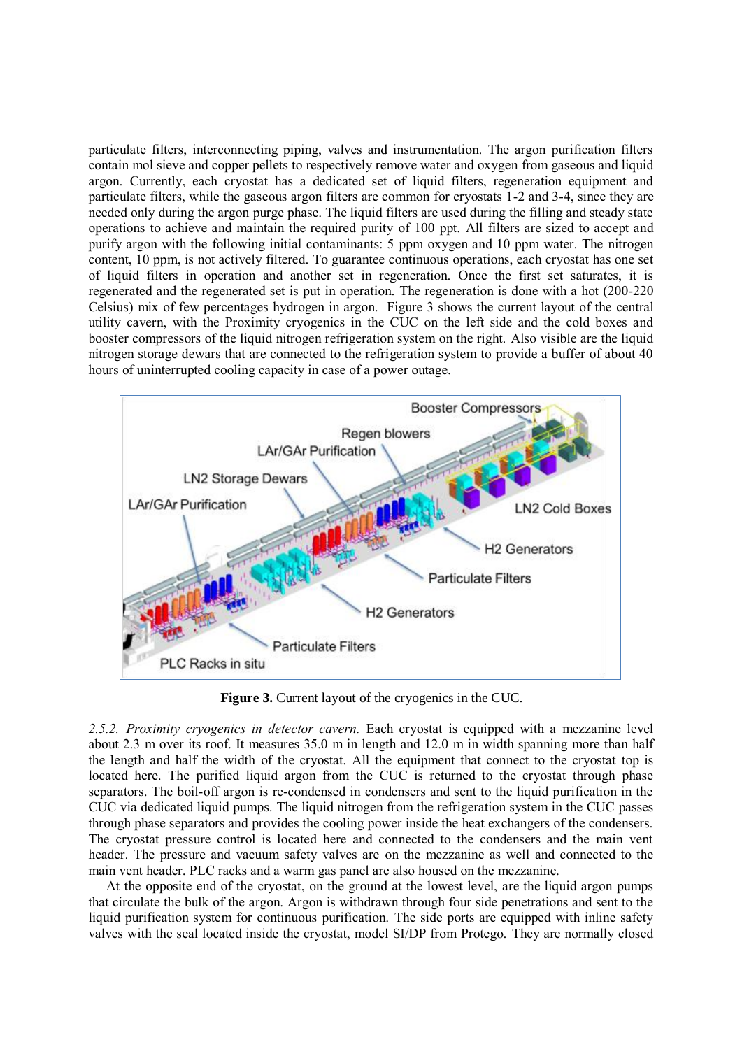particulate filters, interconnecting piping, valves and instrumentation. The argon purification filters contain mol sieve and copper pellets to respectively remove water and oxygen from gaseous and liquid argon. Currently, each cryostat has a dedicated set of liquid filters, regeneration equipment and particulate filters, while the gaseous argon filters are common for cryostats 1-2 and 3-4, since they are needed only during the argon purge phase. The liquid filters are used during the filling and steady state operations to achieve and maintain the required purity of 100 ppt. All filters are sized to accept and purify argon with the following initial contaminants: 5 ppm oxygen and 10 ppm water. The nitrogen content, 10 ppm, is not actively filtered. To guarantee continuous operations, each cryostat has one set of liquid filters in operation and another set in regeneration. Once the first set saturates, it is regenerated and the regenerated set is put in operation. The regeneration is done with a hot (200-220 Celsius) mix of few percentages hydrogen in argon. Figure 3 shows the current layout of the central utility cavern, with the Proximity cryogenics in the CUC on the left side and the cold boxes and booster compressors of the liquid nitrogen refrigeration system on the right. Also visible are the liquid nitrogen storage dewars that are connected to the refrigeration system to provide a buffer of about 40 hours of uninterrupted cooling capacity in case of a power outage.

**Figure 3.** Current layout of the cryogenics in the CUC.

*2.5.2. Proximity cryogenics in detector cavern.* Each cryostat is equipped with a mezzanine level about 2.3 m over its roof. It measures 35.0 m in length and 12.0 m in width spanning more than half the length and half the width of the cryostat. All the equipment that connect to the cryostat top is located here. The purified liquid argon from the CUC is returned to the cryostat through phase separators. The boil-off argon is re-condensed in condensers and sent to the liquid purification in the CUC via dedicated liquid pumps. The liquid nitrogen from the refrigeration system in the CUC passes through phase separators and provides the cooling power inside the heat exchangers of the condensers. The cryostat pressure control is located here and connected to the condensers and the main vent header. The pressure and vacuum safety valves are on the mezzanine as well and connected to the main vent header. PLC racks and a warm gas panel are also housed on the mezzanine.

At the opposite end of the cryostat, on the ground at the lowest level, are the liquid argon pumps that circulate the bulk of the argon. Argon is withdrawn through four side penetrations and sent to the liquid purification system for continuous purification. The side ports are equipped with inline safety valves with the seal located inside the cryostat, model SI/DP from Protego. They are normally closed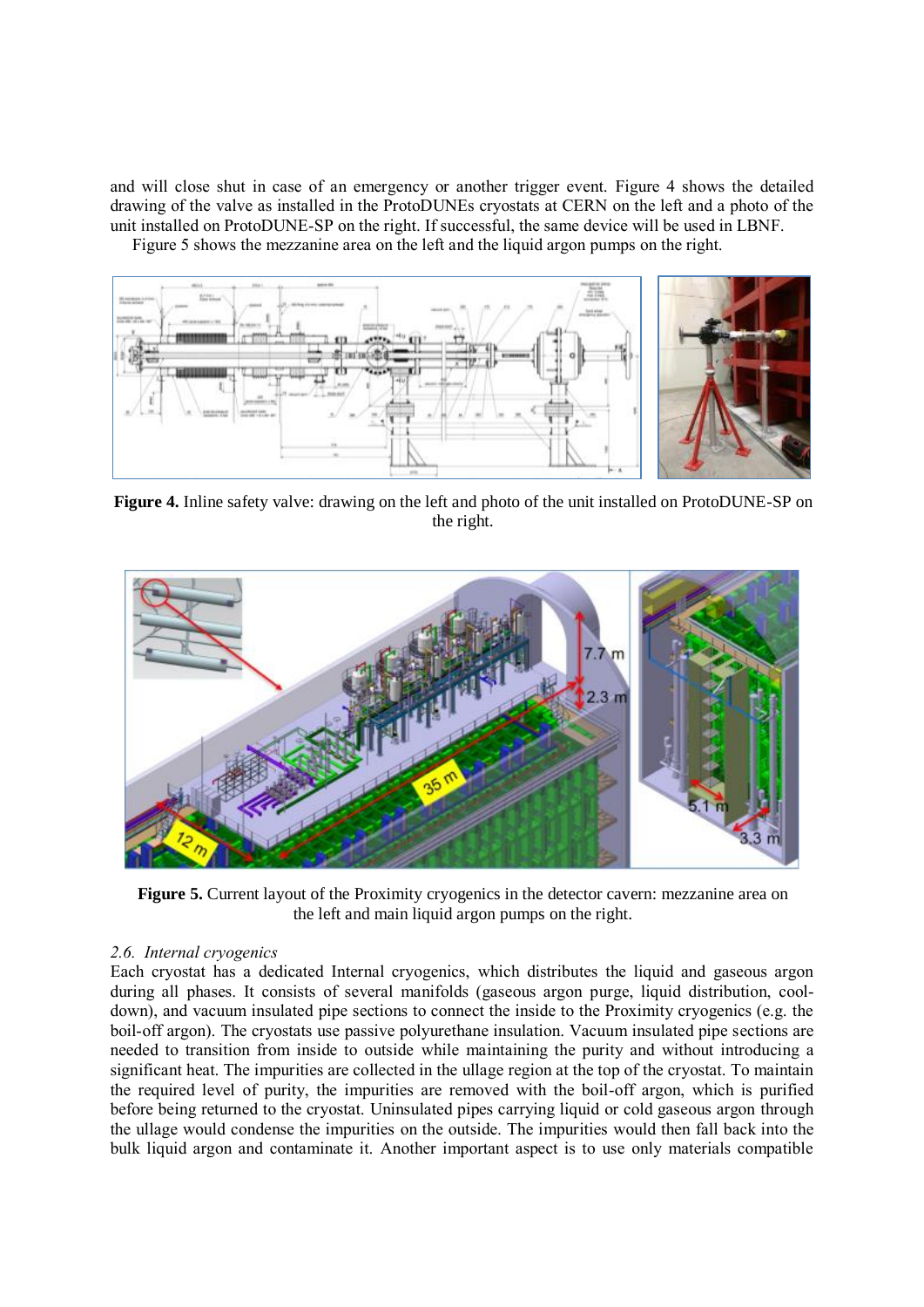and will close shut in case of an emergency or another trigger event. Figure 4 shows the detailed drawing of the valve as installed in the ProtoDUNEs cryostats at CERN on the left and a photo of the unit installed on ProtoDUNE-SP on the right. If successful, the same device will be used in LBNF.

Figure 5 shows the mezzanine area on the left and the liquid argon pumps on the right.

**Figure 4.** Inline safety valve: drawing on the left and photo of the unit installed on ProtoDUNE-SP on the right.

**Figure 5.** Current layout of the Proximity cryogenics in the detector cavern: mezzanine area on the left and main liquid argon pumps on the right.

### *2.6. Internal cryogenics*

Each cryostat has a dedicated Internal cryogenics, which distributes the liquid and gaseous argon during all phases. It consists of several manifolds (gaseous argon purge, liquid distribution, cool-down), and vacuum insulated pipe sections to connect the inside to the Proximity cryogenics (e.g. the boil-off argon). The cryostats use passive polyurethane insulation. Vacuum insulated pipe sections are needed to transition from inside to outside while maintaining the purity and without introducing a significant heat. The impurities are collected in the ullage region at the top of the cryostat. To maintain the required level of purity, the impurities are removed with the boil-off argon, which is purified before being returned to the cryostat. Uninsulated pipes carrying liquid or cold gaseous argon through the ullage would condense the impurities on the outside. The impurities would then fall back into the bulk liquid argon and contaminate it. Another important aspect is to use only materials compatible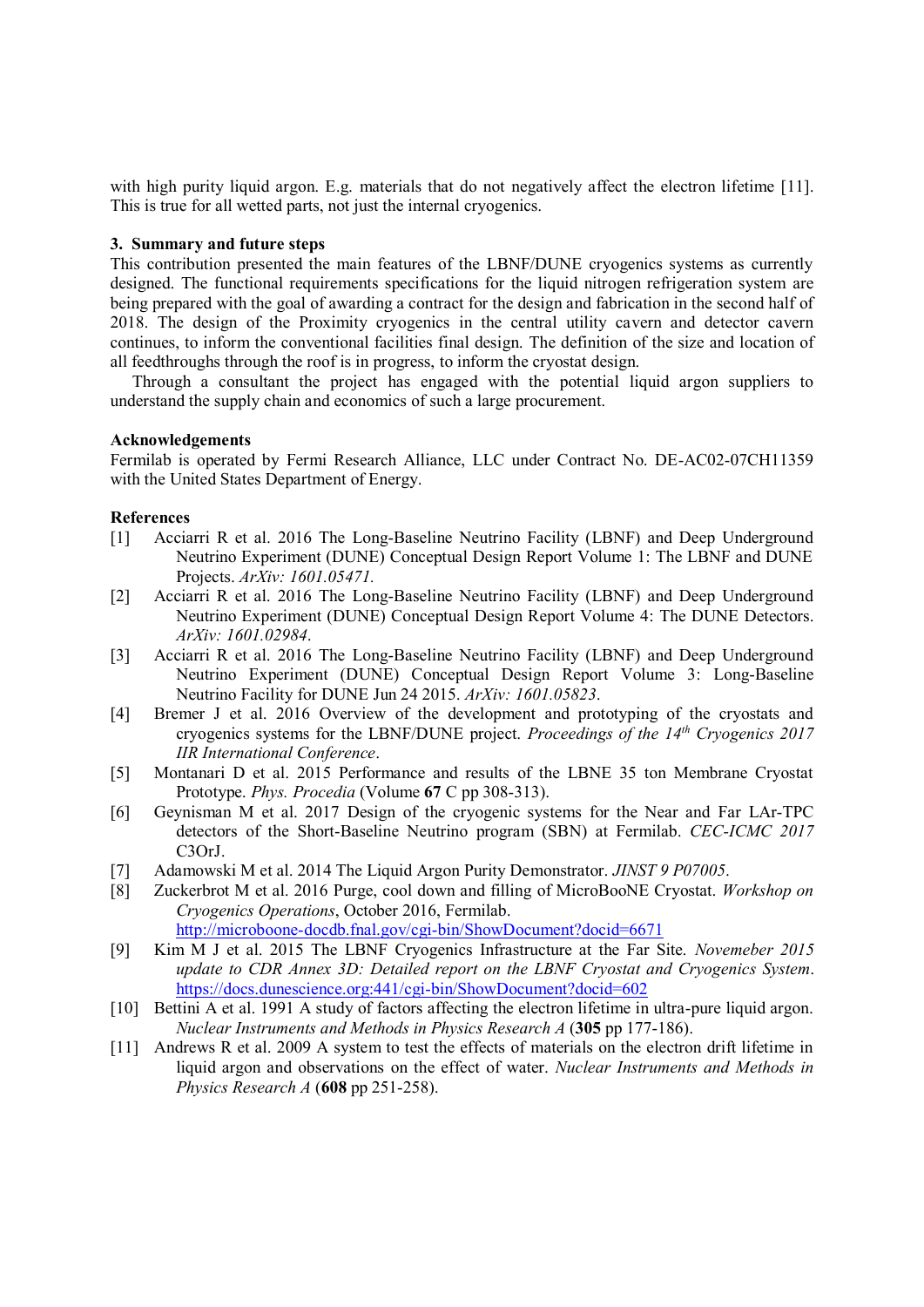with high purity liquid argon. E.g. materials that do not negatively affect the electron lifetime [11]. This is true for all wetted parts, not just the internal cryogenics.

## 3. Summary and future steps

This contribution presented the main features of the LBNF/DUNE cryogenics systems as currently designed. The functional requirements specifications for the liquid nitrogen refrigeration system are being prepared with the goal of awarding a contract for the design and fabrication in the second half of 2018. The design of the Proximity cryogenics in the central utility cavern and detector cavern continues, to inform the conventional facilities final design. The definition of the size and location of all feedthroughs through the roof is in progress, to inform the cryostat design.

Through a consultant the project has engaged with the potential liquid argon suppliers to understand the supply chain and economics of such a large procurement.

## Acknowledgements

Fermilab is operated by Fermi Research Alliance, LLC under Contract No. DE-AC02-07CH11359 with the United States Department of Energy.

## References

[1] Acciarri R et al. 2016 The Long-Baseline Neutrino Facility (LBNF) and Deep Underground Neutrino Experiment (DUNE) Conceptual Design Report Volume 1: The LBNF and DUNE Projects. *ArXiv: 1601.05471.*

[2] Acciarri R et al. 2016 The Long-Baseline Neutrino Facility (LBNF) and Deep Underground Neutrino Experiment (DUNE) Conceptual Design Report Volume 4: The DUNE Detectors. *ArXiv: 1601.02984*.

[3] Acciarri R et al. 2016 The Long-Baseline Neutrino Facility (LBNF) and Deep Underground Neutrino Experiment (DUNE) Conceptual Design Report Volume 3: Long-Baseline Neutrino Facility for DUNE Jun 24 2015. *ArXiv: 1601.05823*.

[4] Bremer J et al. 2016 Overview of the development and prototyping of the cryostats and cryogenics systems for the LBNF/DUNE project. *Proceedings of the 14th Cryogenics 2017 IIR International Conference*.

[5] Montanari D et al. 2015 Performance and results of the LBNE 35 ton Membrane Cryostat Prototype. *Phys. Procedia* (Volume **67** C pp 308-313).

[6] Geynisman M et al. 2017 Design of the cryogenic systems for the Near and Far LAr-TPC detectors of the Short-Baseline Neutrino program (SBN) at Fermilab. *CEC-ICMC 2017* C3OrJ.

[7] Adamowski M et al. 2014 The Liquid Argon Purity Demonstrator. *JINST 9 P07005*.

[8] Zuckerbrot M et al. 2016 Purge, cool down and filling of MicroBooNE Cryostat. *Workshop on Cryogenics Operations*, October 2016, Fermilab. http://microboone-docdb.fnal.gov/cgi-bin/ShowDocument?docid=6671

[9] Kim M J et al. 2015 The LBNF Cryogenics Infrastructure at the Far Site. *Novemeber 2015 update to CDR Annex 3D: Detailed report on the LBNF Cryostat and Cryogenics System*. https://docs.dunescience.org:441/cgi-bin/ShowDocument?docid=602

[10] Bettini A et al. 1991 A study of factors affecting the electron lifetime in ultra-pure liquid argon. *Nuclear Instruments and Methods in Physics Research A* (**305** pp 177-186).

[11] Andrews R et al. 2009 A system to test the effects of materials on the electron drift lifetime in liquid argon and observations on the effect of water. *Nuclear Instruments and Methods in Physics Research A* (**608** pp 251-258).